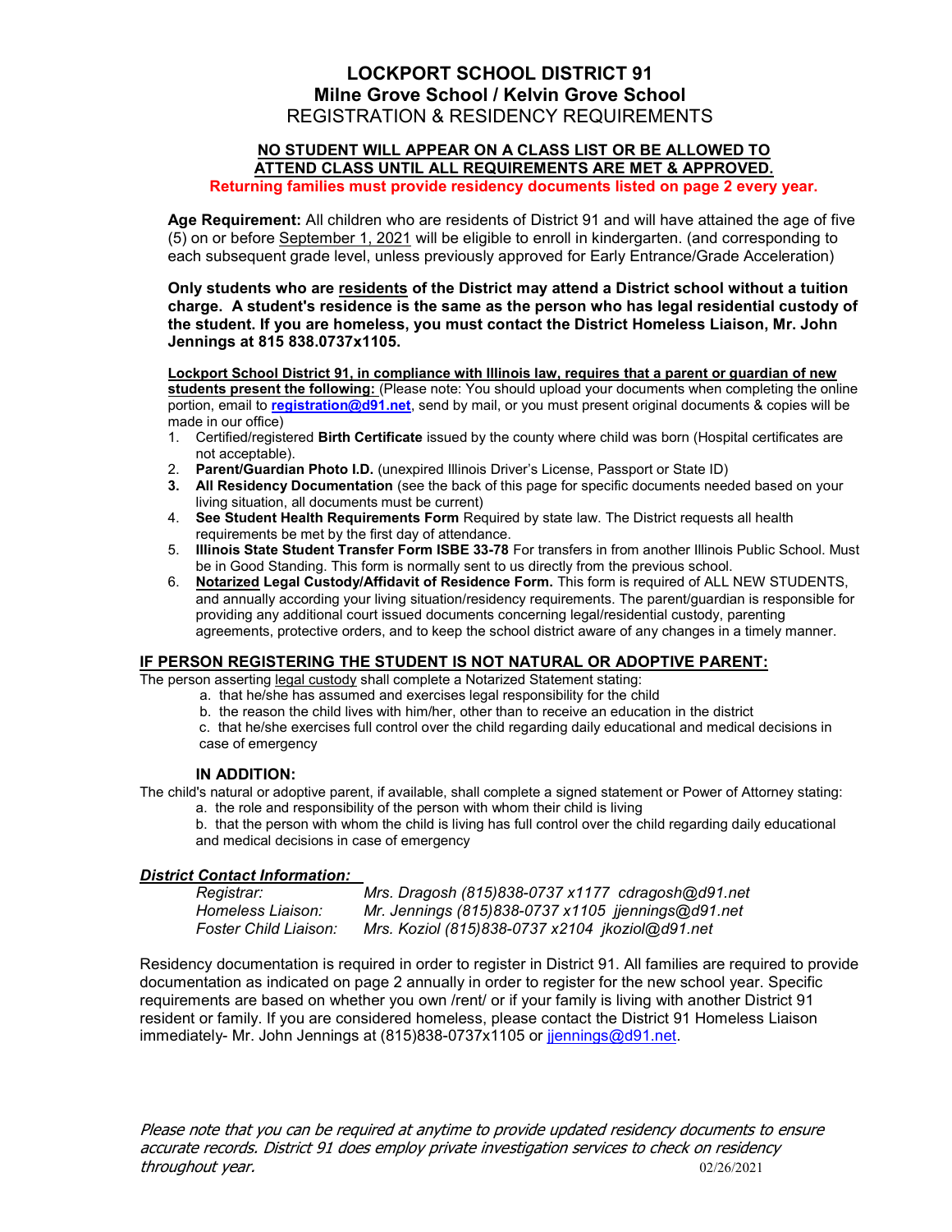# LOCKPORT SCHOOL DISTRICT 91
## Milne Grove School / Kelvin Grove School
## REGISTRATION & RESIDENCY REQUIREMENTS

**NO STUDENT WILL APPEAR ON A CLASS LIST OR BE ALLOWED TO ATTEND CLASS UNTIL ALL REQUIREMENTS ARE MET & APPROVED.**

**Returning families must provide residency documents listed on page 2 every year.**

**Age Requirement:** All children who are residents of District 91 and will have attained the age of five (5) on or before September 1, 2021 will be eligible to enroll in kindergarten. (and corresponding to each subsequent grade level, unless previously approved for Early Entrance/Grade Acceleration)

**Only students who are residents of the District may attend a District school without a tuition charge. A student's residence is the same as the person who has legal residential custody of the student. If you are homeless, you must contact the District Homeless Liaison, Mr. John Jennings at 815 838.0737x1105.**

**Lockport School District 91, in compliance with Illinois law, requires that a parent or guardian of new students present the following:** (Please note: You should upload your documents when completing the online portion, email to **registration@d91.net**, send by mail, or you must present original documents & copies will be made in our office)

1. Certified/registered **Birth Certificate** issued by the county where child was born (Hospital certificates are not acceptable).
2. **Parent/Guardian Photo I.D.** (unexpired Illinois Driver's License, Passport or State ID)
3. **All Residency Documentation** (see the back of this page for specific documents needed based on your living situation, all documents must be current)
4. **See Student Health Requirements Form** Required by state law. The District requests all health requirements be met by the first day of attendance.
5. **Illinois State Student Transfer Form ISBE 33-78** For transfers in from another Illinois Public School. Must be in Good Standing. This form is normally sent to us directly from the previous school.
6. **Notarized Legal Custody/Affidavit of Residence Form.** This form is required of ALL NEW STUDENTS, and annually according your living situation/residency requirements. The parent/guardian is responsible for providing any additional court issued documents concerning legal/residential custody, parenting agreements, protective orders, and to keep the school district aware of any changes in a timely manner.

### IF PERSON REGISTERING THE STUDENT IS NOT NATURAL OR ADOPTIVE PARENT:

The person asserting legal custody shall complete a Notarized Statement stating:

a. that he/she has assumed and exercises legal responsibility for the child
b. the reason the child lives with him/her, other than to receive an education in the district
c. that he/she exercises full control over the child regarding daily educational and medical decisions in case of emergency

### IN ADDITION:

The child's natural or adoptive parent, if available, shall complete a signed statement or Power of Attorney stating:

a. the role and responsibility of the person with whom their child is living
b. that the person with whom the child is living has full control over the child regarding daily educational and medical decisions in case of emergency

***District Contact Information:***

| | |
|---|---|
| *Registrar:* | *Mrs. Dragosh (815)838-0737 x1177 cdragosh@d91.net* |
| *Homeless Liaison:* | *Mr. Jennings (815)838-0737 x1105 jjennings@d91.net* |
| *Foster Child Liaison:* | *Mrs. Koziol (815)838-0737 x2104 jkoziol@d91.net* |

Residency documentation is required in order to register in District 91. All families are required to provide documentation as indicated on page 2 annually in order to register for the new school year. Specific requirements are based on whether you own /rent/ or if your family is living with another District 91 resident or family. If you are considered homeless, please contact the District 91 Homeless Liaison immediately- Mr. John Jennings at (815)838-0737x1105 or jjennings@d91.net.

*Please note that you can be required at anytime to provide updated residency documents to ensure accurate records. District 91 does employ private investigation services to check on residency throughout year.*

02/26/2021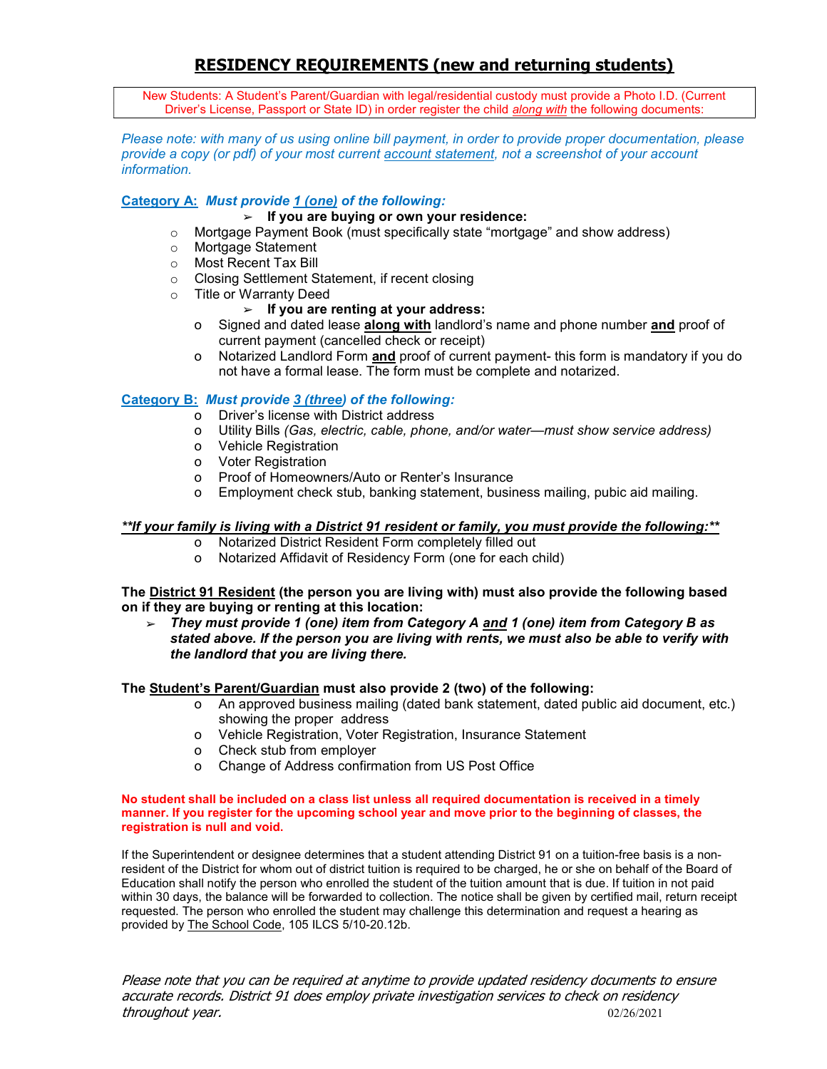# RESIDENCY REQUIREMENTS (new and returning students)

New Students: A Student's Parent/Guardian with legal/residential custody must provide a Photo I.D. (Current Driver's License, Passport or State ID) in order register the child *along with* the following documents:

*Please note: with many of us using online bill payment, in order to provide proper documentation, please provide a copy (or pdf) of your most current account statement, not a screenshot of your account information.*

**Category A:** ***Must provide 1 (one) of the following:***

➢ **If you are buying or own your residence:**

- Mortgage Payment Book (must specifically state "mortgage" and show address)
- Mortgage Statement
- Most Recent Tax Bill
- Closing Settlement Statement, if recent closing
- Title or Warranty Deed

➢ **If you are renting at your address:**

- Signed and dated lease **along with** landlord's name and phone number **and** proof of current payment (cancelled check or receipt)
- Notarized Landlord Form **and** proof of current payment- this form is mandatory if you do not have a formal lease. The form must be complete and notarized.

**Category B:** ***Must provide 3 (three) of the following:***

- Driver's license with District address
- Utility Bills *(Gas, electric, cable, phone, and/or water—must show service address)*
- Vehicle Registration
- Voter Registration
- Proof of Homeowners/Auto or Renter's Insurance
- Employment check stub, banking statement, business mailing, pubic aid mailing.

***\*\*If your family is living with a District 91 resident or family, you must provide the following:\*\****

- Notarized District Resident Form completely filled out
- Notarized Affidavit of Residency Form (one for each child)

**The District 91 Resident (the person you are living with) must also provide the following based on if they are buying or renting at this location:**

➢ ***They must provide 1 (one) item from Category A and 1 (one) item from Category B as stated above. If the person you are living with rents, we must also be able to verify with the landlord that you are living there.***

**The Student's Parent/Guardian must also provide 2 (two) of the following:**

- An approved business mailing (dated bank statement, dated public aid document, etc.) showing the proper address
- Vehicle Registration, Voter Registration, Insurance Statement
- Check stub from employer
- Change of Address confirmation from US Post Office

**No student shall be included on a class list unless all required documentation is received in a timely manner. If you register for the upcoming school year and move prior to the beginning of classes, the registration is null and void.**

If the Superintendent or designee determines that a student attending District 91 on a tuition-free basis is a non-resident of the District for whom out of district tuition is required to be charged, he or she on behalf of the Board of Education shall notify the person who enrolled the student of the tuition amount that is due. If tuition in not paid within 30 days, the balance will be forwarded to collection. The notice shall be given by certified mail, return receipt requested. The person who enrolled the student may challenge this determination and request a hearing as provided by The School Code, 105 ILCS 5/10-20.12b.

*Please note that you can be required at anytime to provide updated residency documents to ensure accurate records. District 91 does employ private investigation services to check on residency throughout year.*

02/26/2021